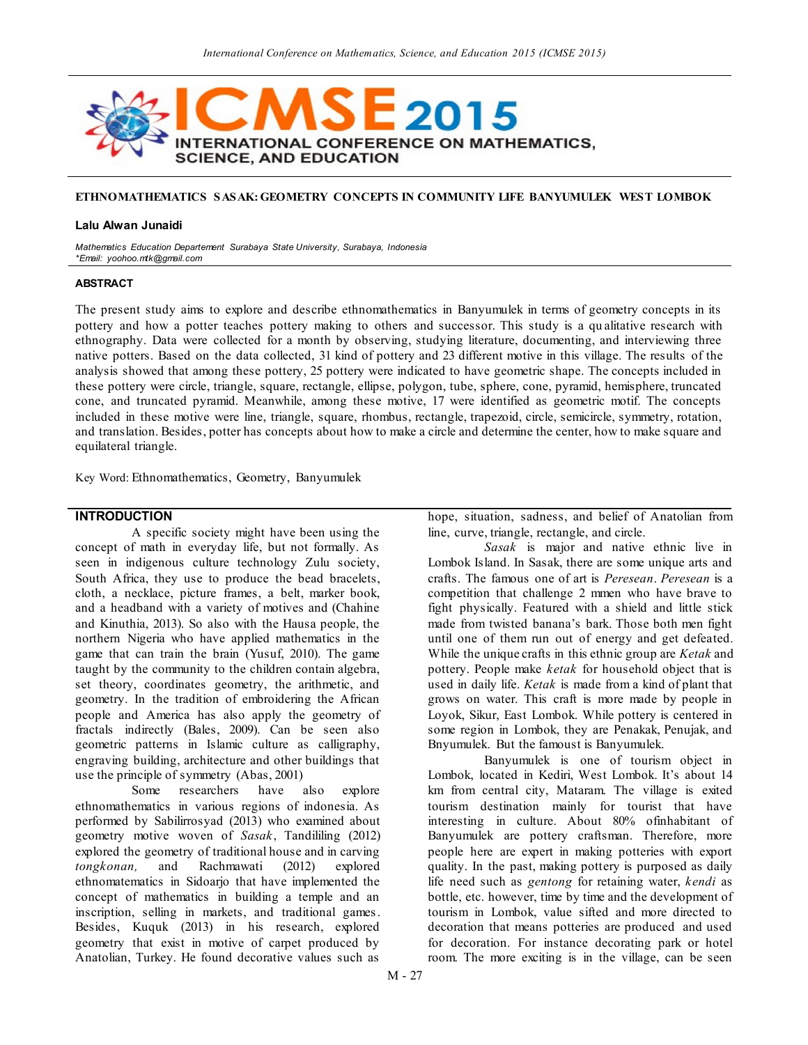# ETHNOMATHEMATICS SASAK: GEOMETRY CONCEPTS IN COMMUNITY LIFE BANYUMULEK WEST LOMBOK

**Lalu Alwan Junaidi**

*Mathematics Education Departement Surabaya State University, Surabaya, Indonesia*
*\*Email: yoohoo.mtk@gmail.com*

## ABSTRACT

The present study aims to explore and describe ethnomathematics in Banyumulek in terms of geometry concepts in its pottery and how a potter teaches pottery making to others and successor. This study is a qualitative research with ethnography. Data were collected for a month by observing, studying literature, documenting, and interviewing three native potters. Based on the data collected, 31 kind of pottery and 23 different motive in this village. The results of the analysis showed that among these pottery, 25 pottery were indicated to have geometric shape. The concepts included in these pottery were circle, triangle, square, rectangle, ellipse, polygon, tube, sphere, cone, pyramid, hemisphere, truncated cone, and truncated pyramid. Meanwhile, among these motive, 17 were identified as geometric motif. The concepts included in these motive were line, triangle, square, rhombus, rectangle, trapezoid, circle, semicircle, symmetry, rotation, and translation. Besides, potter has concepts about how to make a circle and determine the center, how to make square and equilateral triangle.

Key Word: Ethnomathematics, Geometry, Banyumulek

## INTRODUCTION

A specific society might have been using the concept of math in everyday life, but not formally. As seen in indigenous culture technology Zulu society, South Africa, they use to produce the bead bracelets, cloth, a necklace, picture frames, a belt, marker book, and a headband with a variety of motives and (Chahine and Kinuthia, 2013). So also with the Hausa people, the northern Nigeria who have applied mathematics in the game that can train the brain (Yusuf, 2010). The game taught by the community to the children contain algebra, set theory, coordinates geometry, the arithmetic, and geometry. In the tradition of embroidering the African people and America has also apply the geometry of fractals indirectly (Bales, 2009). Can be seen also geometric patterns in Islamic culture as calligraphy, engraving building, architecture and other buildings that use the principle of symmetry (Abas, 2001)

Some researchers have also explore ethnomathematics in various regions of indonesia. As performed by Sabilirrosyad (2013) who examined about geometry motive woven of *Sasak*, Tandililing (2012) explored the geometry of traditional house and in carving *tongkonan,* and Rachmawati (2012) explored ethnomatematics in Sidoarjo that have implemented the concept of mathematics in building a temple and an inscription, selling in markets, and traditional games. Besides, Kuquk (2013) in his research, explored geometry that exist in motive of carpet produced by Anatolian, Turkey. He found decorative values such as hope, situation, sadness, and belief of Anatolian from line, curve, triangle, rectangle, and circle.

*Sasak* is major and native ethnic live in Lombok Island. In Sasak, there are some unique arts and crafts. The famous one of art is *Peresean*. *Peresean* is a competition that challenge 2 mmen who have brave to fight physically. Featured with a shield and little stick made from twisted banana's bark. Those both men fight until one of them run out of energy and get defeated. While the unique crafts in this ethnic group are *Ketak* and pottery. People make *ketak* for household object that is used in daily life. *Ketak* is made from a kind of plant that grows on water. This craft is more made by people in Loyok, Sikur, East Lombok. While pottery is centered in some region in Lombok, they are Penakak, Penujak, and Bnyumulek. But the famous is Banyumulek.

Banyumulek is one of tourism object in Lombok, located in Kediri, West Lombok. It's about 14 km from central city, Mataram. The village is exited tourism destination mainly for tourist that have interesting in culture. About 80% ofinhabitant of Banyumulek are pottery craftsman. Therefore, more people here are expert in making potteries with export quality. In the past, making pottery is purposed as daily life need such as *gentong* for retaining water, *kendi* as bottle, etc. however, time by time and the development of tourism in Lombok, value sifted and more directed to decoration that means potteries are produced and used for decoration. For instance decorating park or hotel room. The more exciting is in the village, can be seen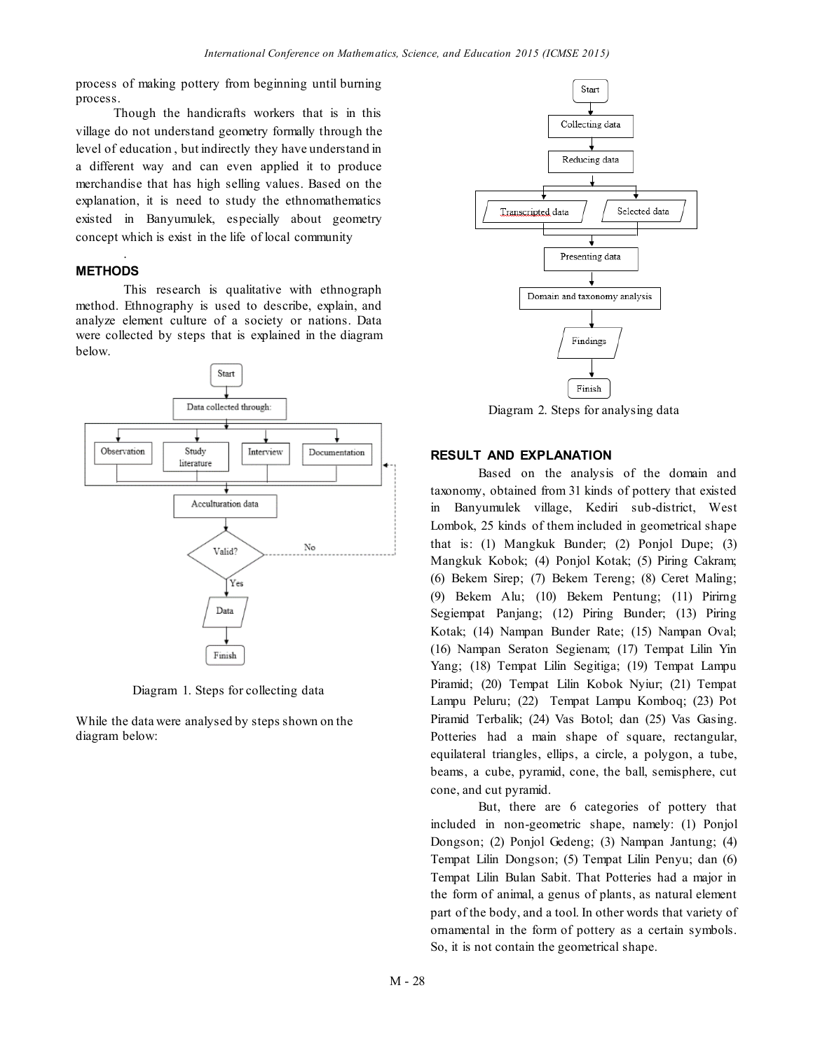process of making pottery from beginning until burning process.

Though the handicrafts workers that is in this village do not understand geometry formally through the level of education, but indirectly they have understand in a different way and can even applied it to produce merchandise that has high selling values. Based on the explanation, it is need to study the ethnomathematics existed in Banyumulek, especially about geometry concept which is exist in the life of local community

.

## METHODS

This research is qualitative with ethnograph method. Ethnography is used to describe, explain, and analyze element culture of a society or nations. Data were collected by steps that is explained in the diagram below.

Start → Data collected through: → Observation / Study literature / Interview / Documentation → Acculturation data → Valid? (No → back; Yes →) Data → Finish

Diagram 1. Steps for collecting data

While the data were analysed by steps shown on the diagram below:

Start → Collecting data → Reducing data → Transcripted data / Selected data → Presenting data → Domain and taxonomy analysis → Findings → Finish

Diagram 2. Steps for analysing data

## RESULT AND EXPLANATION

Based on the analysis of the domain and taxonomy, obtained from 31 kinds of pottery that existed in Banyumulek village, Kediri sub-district, West Lombok, 25 kinds of them included in geometrical shape that is: (1) Mangkuk Bunder; (2) Ponjol Dupe; (3) Mangkuk Kobok; (4) Ponjol Kotak; (5) Piring Cakram; (6) Bekem Sirep; (7) Bekem Tereng; (8) Ceret Maling; (9) Bekem Alu; (10) Bekem Pentung; (11) Pirirng Segiempat Panjang; (12) Piring Bunder; (13) Piring Kotak; (14) Nampan Bunder Rate; (15) Nampan Oval; (16) Nampan Seraton Segienam; (17) Tempat Lilin Yin Yang; (18) Tempat Lilin Segitiga; (19) Tempat Lampu Piramid; (20) Tempat Lilin Kobok Nyiur; (21) Tempat Lampu Peluru; (22) Tempat Lampu Komboq; (23) Pot Piramid Terbalik; (24) Vas Botol; dan (25) Vas Gasing. Potteries had a main shape of square, rectangular, equilateral triangles, ellips, a circle, a polygon, a tube, beams, a cube, pyramid, cone, the ball, semisphere, cut cone, and cut pyramid.

But, there are 6 categories of pottery that included in non-geometric shape, namely: (1) Ponjol Dongson; (2) Ponjol Gedeng; (3) Nampan Jantung; (4) Tempat Lilin Dongson; (5) Tempat Lilin Penyu; dan (6) Tempat Lilin Bulan Sabit. That Potteries had a major in the form of animal, a genus of plants, as natural element part of the body, and a tool. In other words that variety of ornamental in the form of pottery as a certain symbols. So, it is not contain the geometrical shape.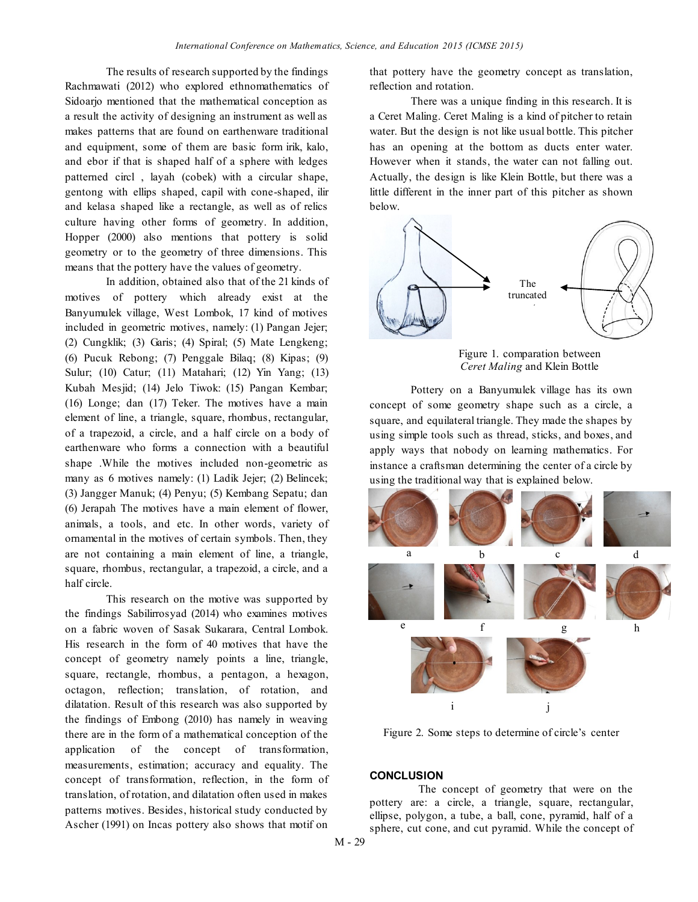The results of research supported by the findings Rachmawati (2012) who explored ethnomathematics of Sidoarjo mentioned that the mathematical conception as a result the activity of designing an instrument as well as makes patterns that are found on earthenware traditional and equipment, some of them are basic form irik, kalo, and ebor if that is shaped half of a sphere with ledges patterned circl , layah (cobek) with a circular shape, gentong with ellips shaped, capil with cone-shaped, ilir and kelasa shaped like a rectangle, as well as of relics culture having other forms of geometry. In addition, Hopper (2000) also mentions that pottery is solid geometry or to the geometry of three dimensions. This means that the pottery have the values of geometry.

In addition, obtained also that of the 21 kinds of motives of pottery which already exist at the Banyumulek village, West Lombok, 17 kind of motives included in geometric motives, namely: (1) Pangan Jejer; (2) Cungklik; (3) Garis; (4) Spiral; (5) Mate Lengkeng; (6) Pucuk Rebong; (7) Penggale Bilaq; (8) Kipas; (9) Sulur; (10) Catur; (11) Matahari; (12) Yin Yang; (13) Kubah Mesjid; (14) Jelo Tiwok: (15) Pangan Kembar; (16) Longe; dan (17) Teker. The motives have a main element of line, a triangle, square, rhombus, rectangular, of a trapezoid, a circle, and a half circle on a body of earthenware who forms a connection with a beautiful shape .While the motives included non-geometric as many as 6 motives namely: (1) Ladik Jejer; (2) Belincek; (3) Jangger Manuk; (4) Penyu; (5) Kembang Sepatu; dan (6) Jerapah The motives have a main element of flower, animals, a tools, and etc. In other words, variety of ornamental in the motives of certain symbols. Then, they are not containing a main element of line, a triangle, square, rhombus, rectangular, a trapezoid, a circle, and a half circle.

This research on the motive was supported by the findings Sabilirrosyad (2014) who examines motives on a fabric woven of Sasak Sukarara, Central Lombok. His research in the form of 40 motives that have the concept of geometry namely points a line, triangle, square, rectangle, rhombus, a pentagon, a hexagon, octagon, reflection; translation, of rotation, and dilatation. Result of this research was also supported by the findings of Embong (2010) has namely in weaving there are in the form of a mathematical conception of the application of the concept of transformation, measurements, estimation; accuracy and equality. The concept of transformation, reflection, in the form of translation, of rotation, and dilatation often used in makes patterns motives. Besides, historical study conducted by Ascher (1991) on Incas pottery also shows that motif on that pottery have the geometry concept as translation, reflection and rotation.

There was a unique finding in this research. It is a Ceret Maling. Ceret Maling is a kind of pitcher to retain water. But the design is not like usual bottle. This pitcher has an opening at the bottom as ducts enter water. However when it stands, the water can not falling out. Actually, the design is like Klein Bottle, but there was a little different in the inner part of this pitcher as shown below.

The truncated

Figure 1. comparation between *Ceret Maling* and Klein Bottle

Pottery on a Banyumulek village has its own concept of some geometry shape such as a circle, a square, and equilateral triangle. They made the shapes by using simple tools such as thread, sticks, and boxes, and apply ways that nobody on learning mathematics. For instance a craftsman determining the center of a circle by using the traditional way that is explained below.

a b c d e f g h i j

Figure 2. Some steps to determine of circle's center

## CONCLUSION

The concept of geometry that were on the pottery are: a circle, a triangle, square, rectangular, ellipse, polygon, a tube, a ball, cone, pyramid, half of a sphere, cut cone, and cut pyramid. While the concept of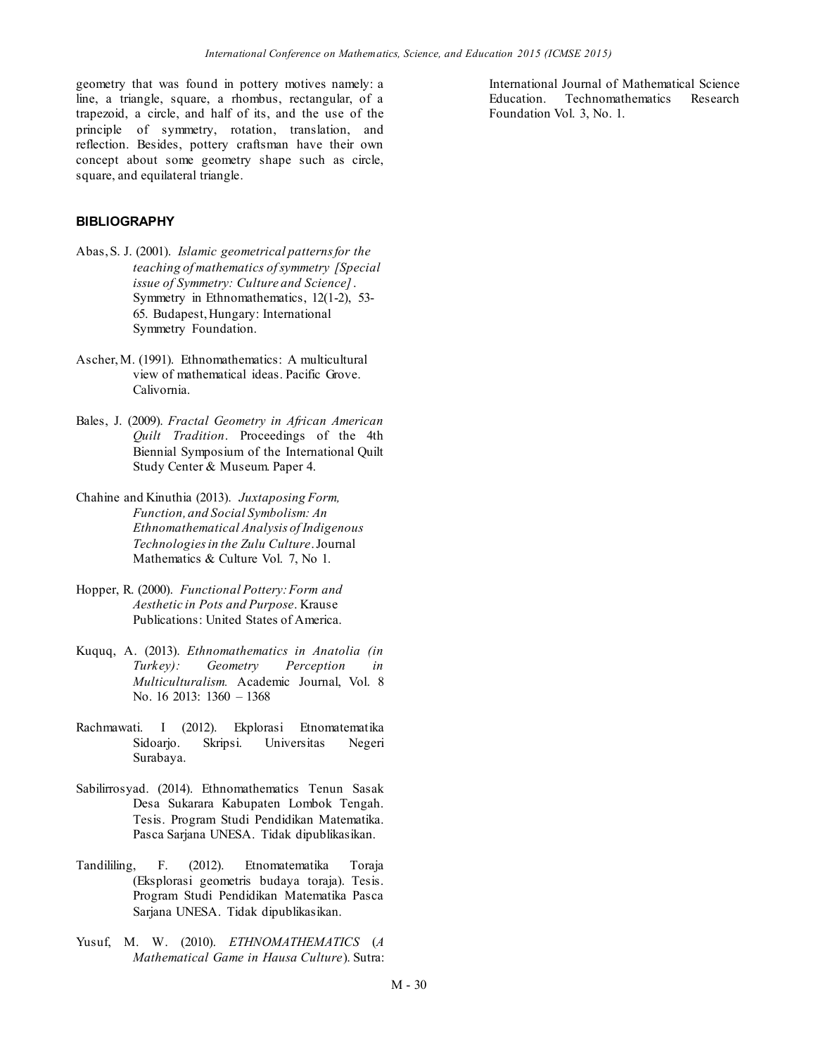geometry that was found in pottery motives namely: a line, a triangle, square, a rhombus, rectangular, of a trapezoid, a circle, and half of its, and the use of the principle of symmetry, rotation, translation, and reflection. Besides, pottery craftsman have their own concept about some geometry shape such as circle, square, and equilateral triangle.

## BIBLIOGRAPHY

Abas, S. J. (2001). *Islamic geometrical patterns for the teaching of mathematics of symmetry [Special issue of Symmetry: Culture and Science]*. Symmetry in Ethnomathematics, 12(1-2), 53-65. Budapest, Hungary: International Symmetry Foundation.

Ascher, M. (1991). Ethnomathematics: A multicultural view of mathematical ideas. Pacific Grove. Calivornia.

Bales, J. (2009). *Fractal Geometry in African American Quilt Tradition*. Proceedings of the 4th Biennial Symposium of the International Quilt Study Center & Museum. Paper 4.

Chahine and Kinuthia (2013). *Juxtaposing Form, Function, and Social Symbolism: An Ethnomathematical Analysis of Indigenous Technologies in the Zulu Culture*. Journal Mathematics & Culture Vol. 7, No 1.

Hopper, R. (2000). *Functional Pottery: Form and Aesthetic in Pots and Purpose*. Krause Publications: United States of America.

Kuquq, A. (2013). *Ethnomathematics in Anatolia (in Turkey): Geometry Perception in Multiculturalism.* Academic Journal, Vol. 8 No. 16 2013: 1360 – 1368

Rachmawati. I (2012). Ekplorasi Etnomatematika Sidoarjo. Skripsi. Universitas Negeri Surabaya.

Sabilirrosyad. (2014). Ethnomathematics Tenun Sasak Desa Sukarara Kabupaten Lombok Tengah. Tesis. Program Studi Pendidikan Matematika. Pasca Sarjana UNESA. Tidak dipublikasikan.

Tandililing, F. (2012). Etnomatematika Toraja (Eksplorasi geometris budaya toraja). Tesis. Program Studi Pendidikan Matematika Pasca Sarjana UNESA. Tidak dipublikasikan.

Yusuf, M. W. (2010). *ETHNOMATHEMATICS* (*A Mathematical Game in Hausa Culture*). Sutra: International Journal of Mathematical Science Education. Technomathematics Research Foundation Vol. 3, No. 1.